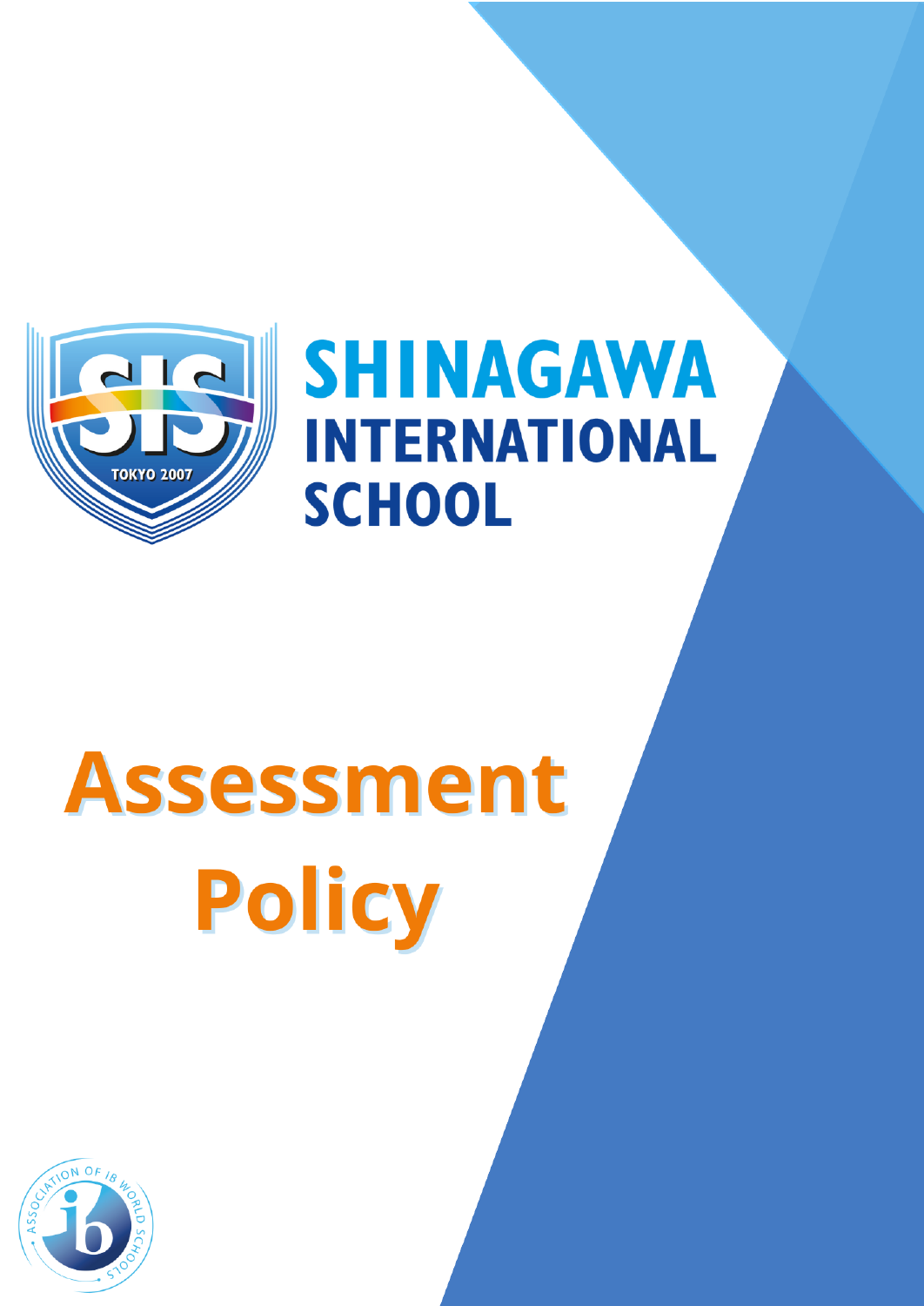SHINAGAWA INTERNATIONAL SCHOOL

# Assessment Policy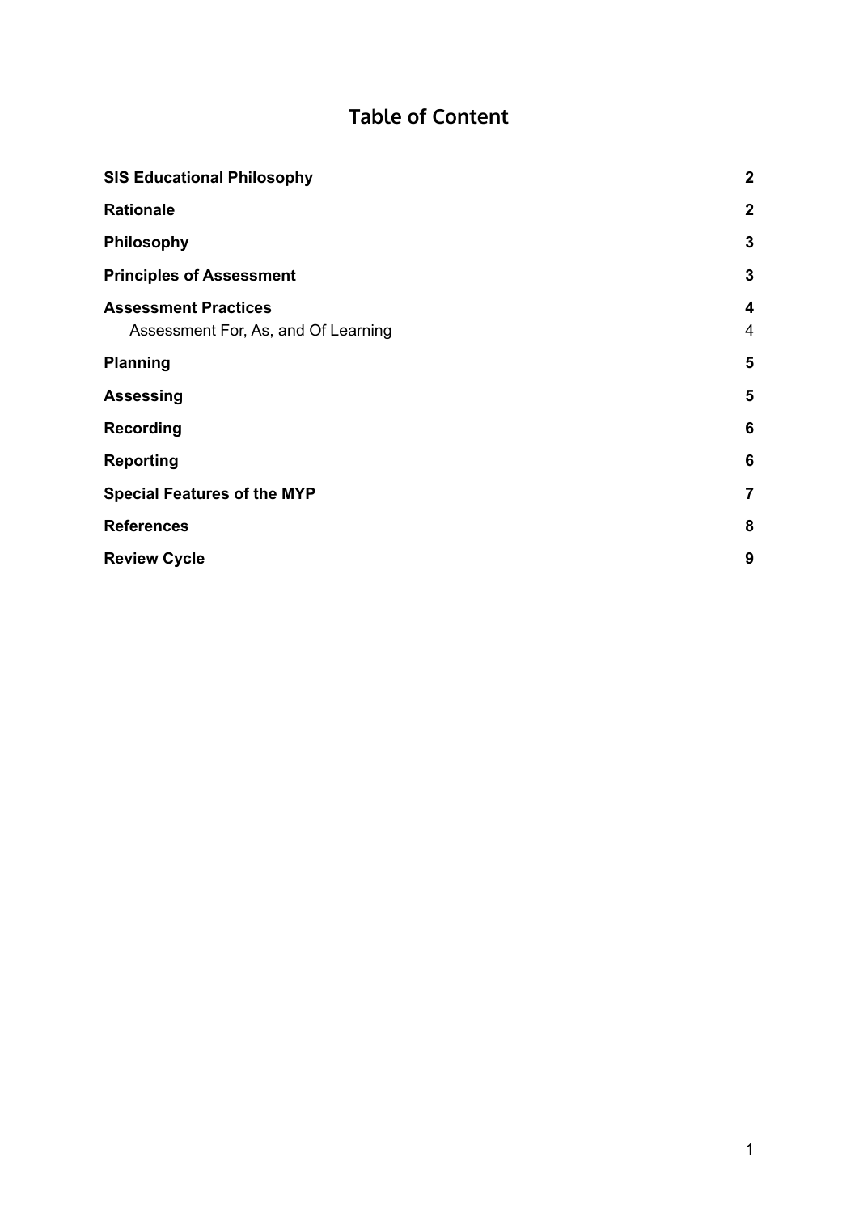# Table of Content

| | |
|---|---|
| **SIS Educational Philosophy** | **2** |
| **Rationale** | **2** |
| **Philosophy** | **3** |
| **Principles of Assessment** | **3** |
| **Assessment Practices** | **4** |
| Assessment For, As, and Of Learning | 4 |
| **Planning** | **5** |
| **Assessing** | **5** |
| **Recording** | **6** |
| **Reporting** | **6** |
| **Special Features of the MYP** | **7** |
| **References** | **8** |
| **Review Cycle** | **9** |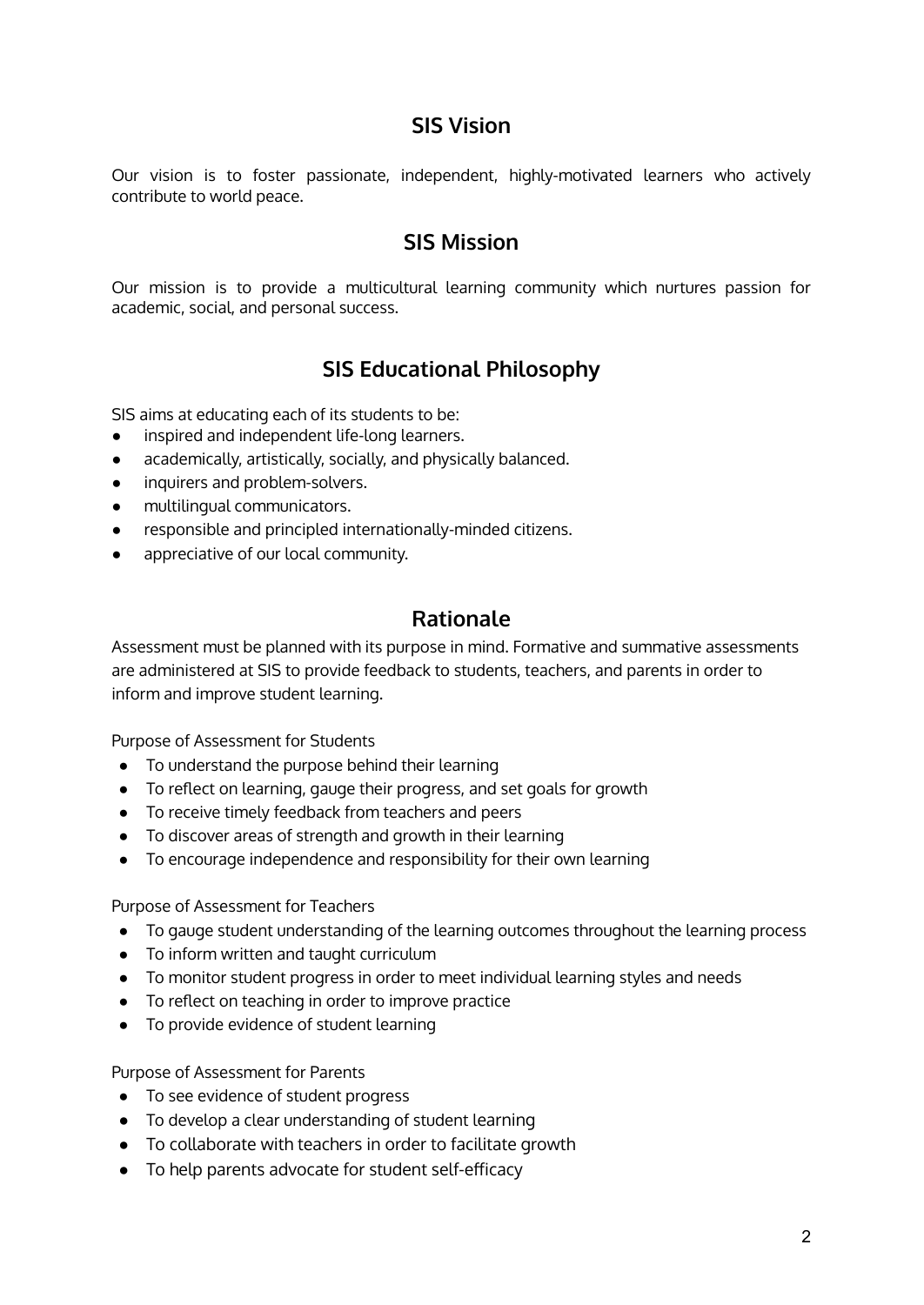## SIS Vision

Our vision is to foster passionate, independent, highly-motivated learners who actively contribute to world peace.

## SIS Mission

Our mission is to provide a multicultural learning community which nurtures passion for academic, social, and personal success.

## SIS Educational Philosophy

SIS aims at educating each of its students to be:

- inspired and independent life-long learners.
- academically, artistically, socially, and physically balanced.
- inquirers and problem-solvers.
- multilingual communicators.
- responsible and principled internationally-minded citizens.
- appreciative of our local community.

## Rationale

Assessment must be planned with its purpose in mind. Formative and summative assessments are administered at SIS to provide feedback to students, teachers, and parents in order to inform and improve student learning.

Purpose of Assessment for Students

- To understand the purpose behind their learning
- To reflect on learning, gauge their progress, and set goals for growth
- To receive timely feedback from teachers and peers
- To discover areas of strength and growth in their learning
- To encourage independence and responsibility for their own learning

Purpose of Assessment for Teachers

- To gauge student understanding of the learning outcomes throughout the learning process
- To inform written and taught curriculum
- To monitor student progress in order to meet individual learning styles and needs
- To reflect on teaching in order to improve practice
- To provide evidence of student learning

Purpose of Assessment for Parents

- To see evidence of student progress
- To develop a clear understanding of student learning
- To collaborate with teachers in order to facilitate growth
- To help parents advocate for student self-efficacy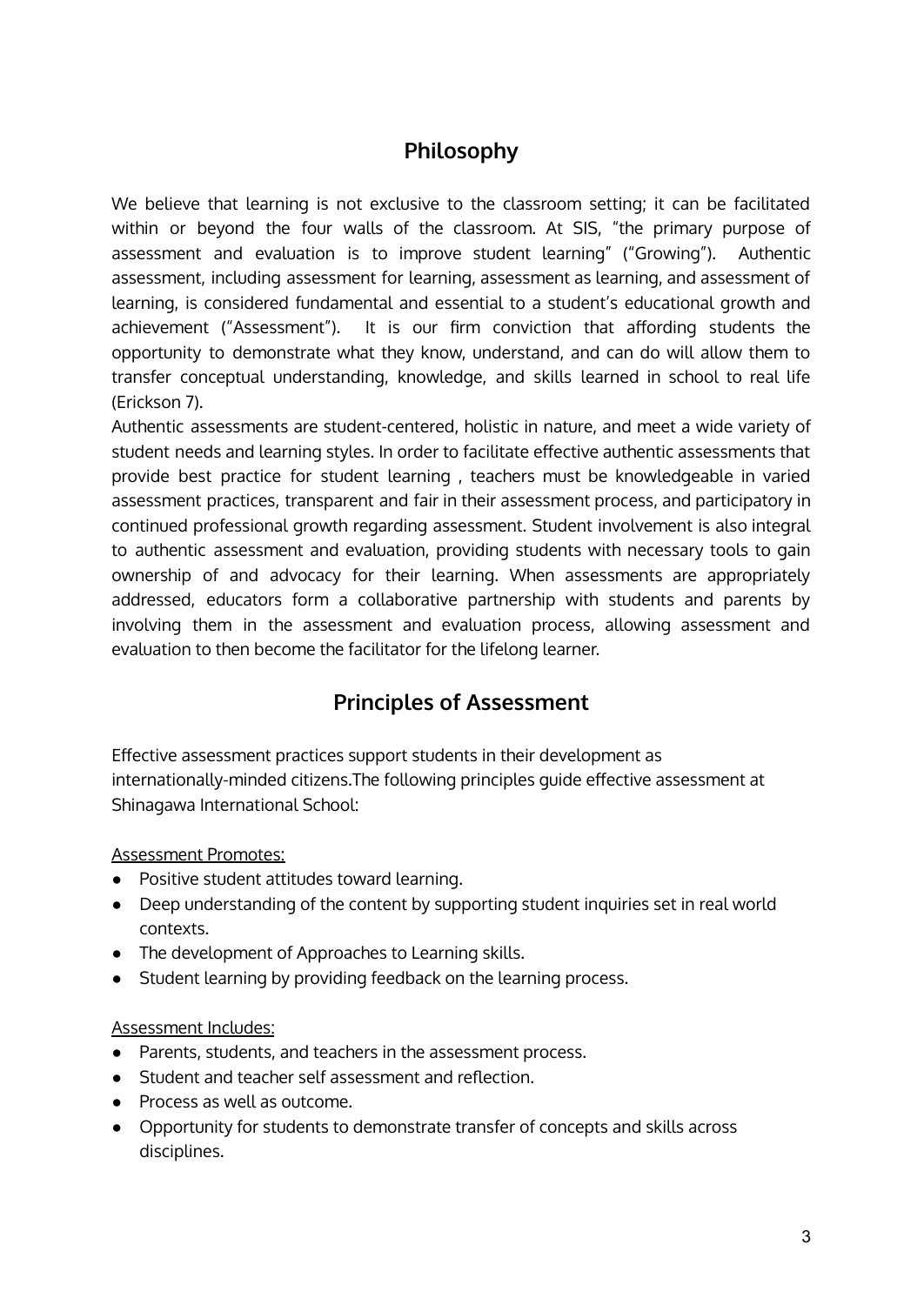## Philosophy

We believe that learning is not exclusive to the classroom setting; it can be facilitated within or beyond the four walls of the classroom. At SIS, "the primary purpose of assessment and evaluation is to improve student learning" ("Growing"). Authentic assessment, including assessment for learning, assessment as learning, and assessment of learning, is considered fundamental and essential to a student's educational growth and achievement ("Assessment"). It is our firm conviction that affording students the opportunity to demonstrate what they know, understand, and can do will allow them to transfer conceptual understanding, knowledge, and skills learned in school to real life (Erickson 7).

Authentic assessments are student-centered, holistic in nature, and meet a wide variety of student needs and learning styles. In order to facilitate effective authentic assessments that provide best practice for student learning , teachers must be knowledgeable in varied assessment practices, transparent and fair in their assessment process, and participatory in continued professional growth regarding assessment. Student involvement is also integral to authentic assessment and evaluation, providing students with necessary tools to gain ownership of and advocacy for their learning. When assessments are appropriately addressed, educators form a collaborative partnership with students and parents by involving them in the assessment and evaluation process, allowing assessment and evaluation to then become the facilitator for the lifelong learner.

## Principles of Assessment

Effective assessment practices support students in their development as internationally-minded citizens.The following principles guide effective assessment at Shinagawa International School:

<u>Assessment Promotes:</u>

- Positive student attitudes toward learning.
- Deep understanding of the content by supporting student inquiries set in real world contexts.
- The development of Approaches to Learning skills.
- Student learning by providing feedback on the learning process.

<u>Assessment Includes:</u>

- Parents, students, and teachers in the assessment process.
- Student and teacher self assessment and reflection.
- Process as well as outcome.
- Opportunity for students to demonstrate transfer of concepts and skills across disciplines.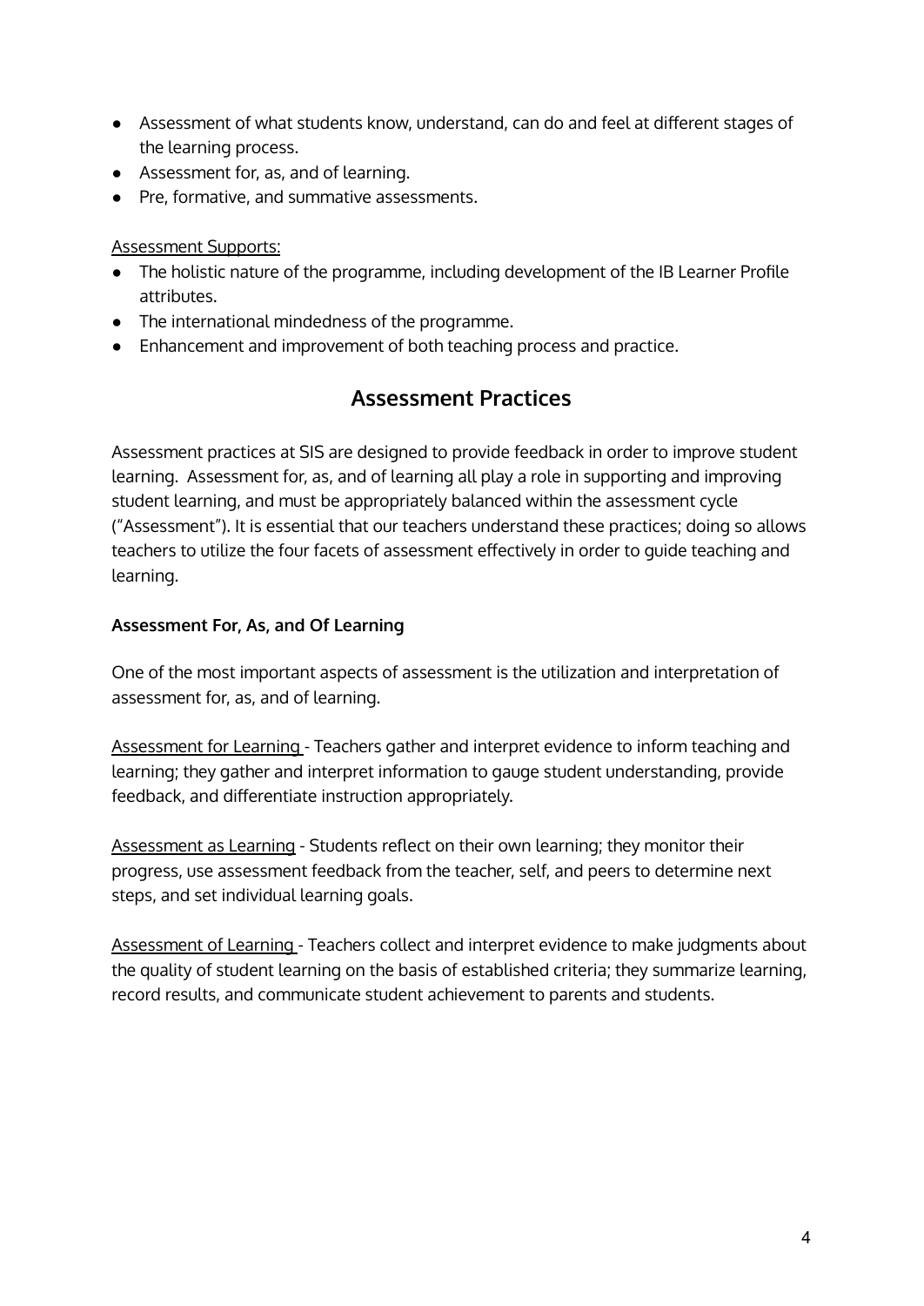- Assessment of what students know, understand, can do and feel at different stages of the learning process.
- Assessment for, as, and of learning.
- Pre, formative, and summative assessments.

Assessment Supports:

- The holistic nature of the programme, including development of the IB Learner Profile attributes.
- The international mindedness of the programme.
- Enhancement and improvement of both teaching process and practice.

## Assessment Practices

Assessment practices at SIS are designed to provide feedback in order to improve student learning. Assessment for, as, and of learning all play a role in supporting and improving student learning, and must be appropriately balanced within the assessment cycle ("Assessment"). It is essential that our teachers understand these practices; doing so allows teachers to utilize the four facets of assessment effectively in order to guide teaching and learning.

**Assessment For, As, and Of Learning**

One of the most important aspects of assessment is the utilization and interpretation of assessment for, as, and of learning.

Assessment for Learning - Teachers gather and interpret evidence to inform teaching and learning; they gather and interpret information to gauge student understanding, provide feedback, and differentiate instruction appropriately.

Assessment as Learning - Students reflect on their own learning; they monitor their progress, use assessment feedback from the teacher, self, and peers to determine next steps, and set individual learning goals.

Assessment of Learning - Teachers collect and interpret evidence to make judgments about the quality of student learning on the basis of established criteria; they summarize learning, record results, and communicate student achievement to parents and students.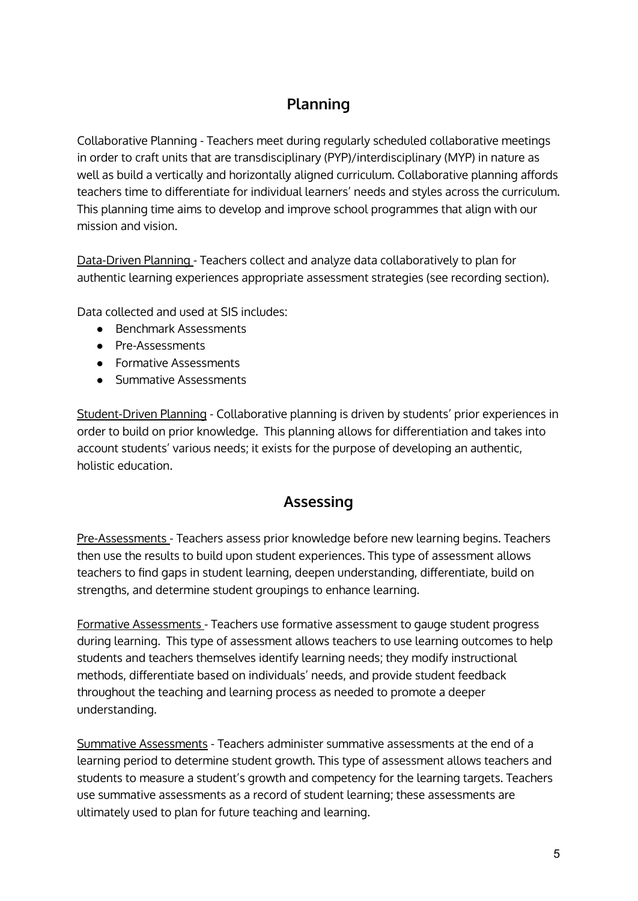## Planning

Collaborative Planning - Teachers meet during regularly scheduled collaborative meetings in order to craft units that are transdisciplinary (PYP)/interdisciplinary (MYP) in nature as well as build a vertically and horizontally aligned curriculum. Collaborative planning affords teachers time to differentiate for individual learners' needs and styles across the curriculum. This planning time aims to develop and improve school programmes that align with our mission and vision.

Data-Driven Planning - Teachers collect and analyze data collaboratively to plan for authentic learning experiences appropriate assessment strategies (see recording section).

Data collected and used at SIS includes:

- Benchmark Assessments
- Pre-Assessments
- Formative Assessments
- Summative Assessments

Student-Driven Planning - Collaborative planning is driven by students' prior experiences in order to build on prior knowledge. This planning allows for differentiation and takes into account students' various needs; it exists for the purpose of developing an authentic, holistic education.

## Assessing

Pre-Assessments - Teachers assess prior knowledge before new learning begins. Teachers then use the results to build upon student experiences. This type of assessment allows teachers to find gaps in student learning, deepen understanding, differentiate, build on strengths, and determine student groupings to enhance learning.

Formative Assessments - Teachers use formative assessment to gauge student progress during learning. This type of assessment allows teachers to use learning outcomes to help students and teachers themselves identify learning needs; they modify instructional methods, differentiate based on individuals' needs, and provide student feedback throughout the teaching and learning process as needed to promote a deeper understanding.

Summative Assessments - Teachers administer summative assessments at the end of a learning period to determine student growth. This type of assessment allows teachers and students to measure a student's growth and competency for the learning targets. Teachers use summative assessments as a record of student learning; these assessments are ultimately used to plan for future teaching and learning.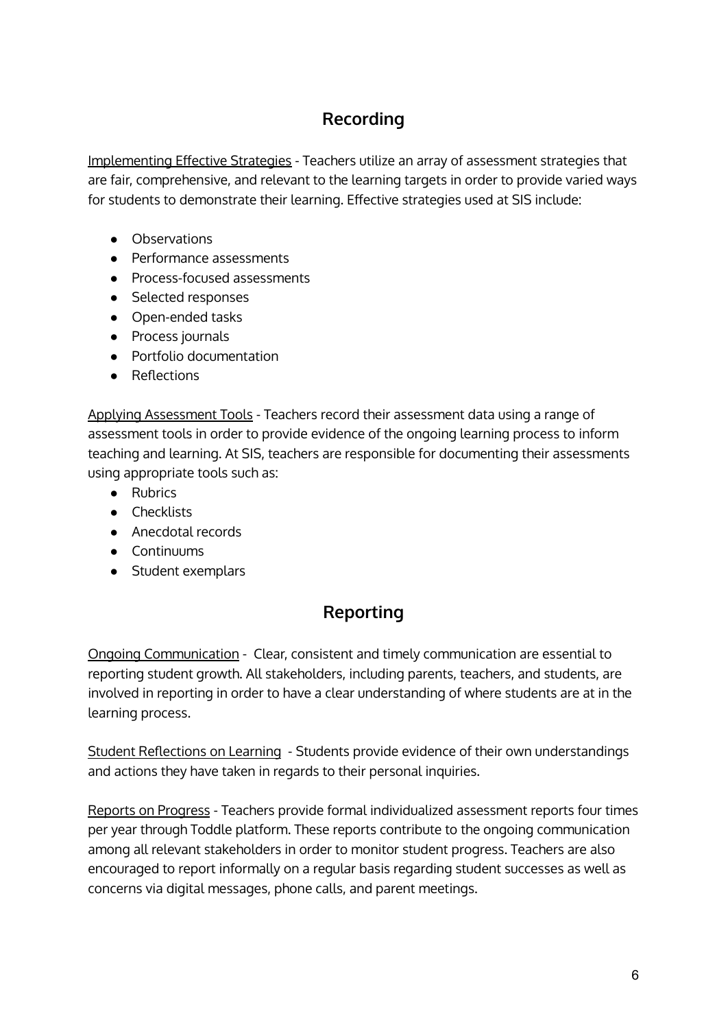## Recording

Implementing Effective Strategies - Teachers utilize an array of assessment strategies that are fair, comprehensive, and relevant to the learning targets in order to provide varied ways for students to demonstrate their learning. Effective strategies used at SIS include:

- Observations
- Performance assessments
- Process-focused assessments
- Selected responses
- Open-ended tasks
- Process journals
- Portfolio documentation
- Reflections

Applying Assessment Tools - Teachers record their assessment data using a range of assessment tools in order to provide evidence of the ongoing learning process to inform teaching and learning. At SIS, teachers are responsible for documenting their assessments using appropriate tools such as:

- Rubrics
- Checklists
- Anecdotal records
- Continuums
- Student exemplars

## Reporting

Ongoing Communication - Clear, consistent and timely communication are essential to reporting student growth. All stakeholders, including parents, teachers, and students, are involved in reporting in order to have a clear understanding of where students are at in the learning process.

Student Reflections on Learning - Students provide evidence of their own understandings and actions they have taken in regards to their personal inquiries.

Reports on Progress - Teachers provide formal individualized assessment reports four times per year through Toddle platform. These reports contribute to the ongoing communication among all relevant stakeholders in order to monitor student progress. Teachers are also encouraged to report informally on a regular basis regarding student successes as well as concerns via digital messages, phone calls, and parent meetings.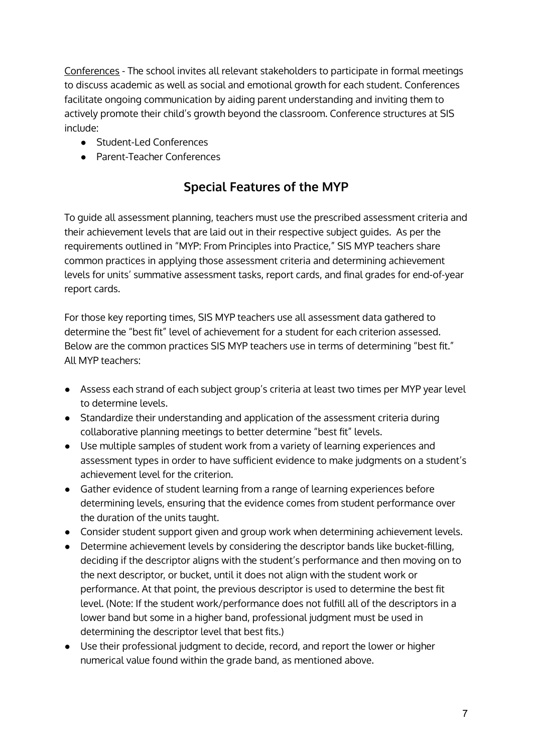Conferences - The school invites all relevant stakeholders to participate in formal meetings to discuss academic as well as social and emotional growth for each student. Conferences facilitate ongoing communication by aiding parent understanding and inviting them to actively promote their child's growth beyond the classroom. Conference structures at SIS include:

- Student-Led Conferences
- Parent-Teacher Conferences

## Special Features of the MYP

To guide all assessment planning, teachers must use the prescribed assessment criteria and their achievement levels that are laid out in their respective subject guides. As per the requirements outlined in "MYP: From Principles into Practice," SIS MYP teachers share common practices in applying those assessment criteria and determining achievement levels for units' summative assessment tasks, report cards, and final grades for end-of-year report cards.

For those key reporting times, SIS MYP teachers use all assessment data gathered to determine the "best fit" level of achievement for a student for each criterion assessed. Below are the common practices SIS MYP teachers use in terms of determining "best fit." All MYP teachers:

- Assess each strand of each subject group's criteria at least two times per MYP year level to determine levels.
- Standardize their understanding and application of the assessment criteria during collaborative planning meetings to better determine "best fit" levels.
- Use multiple samples of student work from a variety of learning experiences and assessment types in order to have sufficient evidence to make judgments on a student's achievement level for the criterion.
- Gather evidence of student learning from a range of learning experiences before determining levels, ensuring that the evidence comes from student performance over the duration of the units taught.
- Consider student support given and group work when determining achievement levels.
- Determine achievement levels by considering the descriptor bands like bucket-filling, deciding if the descriptor aligns with the student's performance and then moving on to the next descriptor, or bucket, until it does not align with the student work or performance. At that point, the previous descriptor is used to determine the best fit level. (Note: If the student work/performance does not fulfill all of the descriptors in a lower band but some in a higher band, professional judgment must be used in determining the descriptor level that best fits.)
- Use their professional judgment to decide, record, and report the lower or higher numerical value found within the grade band, as mentioned above.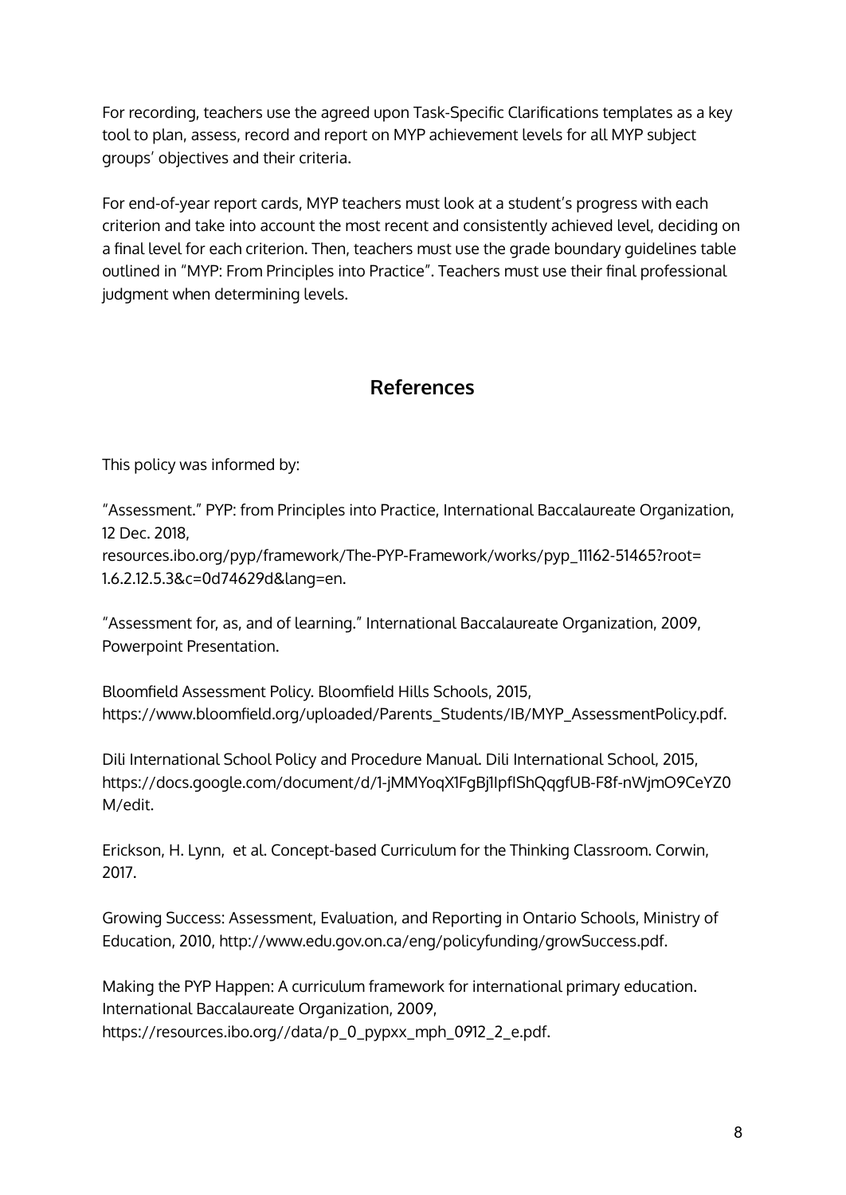For recording, teachers use the agreed upon Task-Specific Clarifications templates as a key tool to plan, assess, record and report on MYP achievement levels for all MYP subject groups' objectives and their criteria.

For end-of-year report cards, MYP teachers must look at a student's progress with each criterion and take into account the most recent and consistently achieved level, deciding on a final level for each criterion. Then, teachers must use the grade boundary guidelines table outlined in "MYP: From Principles into Practice". Teachers must use their final professional judgment when determining levels.

## References

This policy was informed by:

"Assessment." PYP: from Principles into Practice, International Baccalaureate Organization, 12 Dec. 2018, resources.ibo.org/pyp/framework/The-PYP-Framework/works/pyp_11162-51465?root=1.6.2.12.5.3&c=0d74629d&lang=en.

"Assessment for, as, and of learning." International Baccalaureate Organization, 2009, Powerpoint Presentation.

Bloomfield Assessment Policy. Bloomfield Hills Schools, 2015, https://www.bloomfield.org/uploaded/Parents_Students/IB/MYP_AssessmentPolicy.pdf.

Dili International School Policy and Procedure Manual. Dili International School, 2015, https://docs.google.com/document/d/1-jMMYoqX1FgBj1IpfIShQqgfUB-F8f-nWjmO9CeYZ0M/edit.

Erickson, H. Lynn, et al. Concept-based Curriculum for the Thinking Classroom. Corwin, 2017.

Growing Success: Assessment, Evaluation, and Reporting in Ontario Schools, Ministry of Education, 2010, http://www.edu.gov.on.ca/eng/policyfunding/growSuccess.pdf.

Making the PYP Happen: A curriculum framework for international primary education. International Baccalaureate Organization, 2009, https://resources.ibo.org//data/p_0_pypxx_mph_0912_2_e.pdf.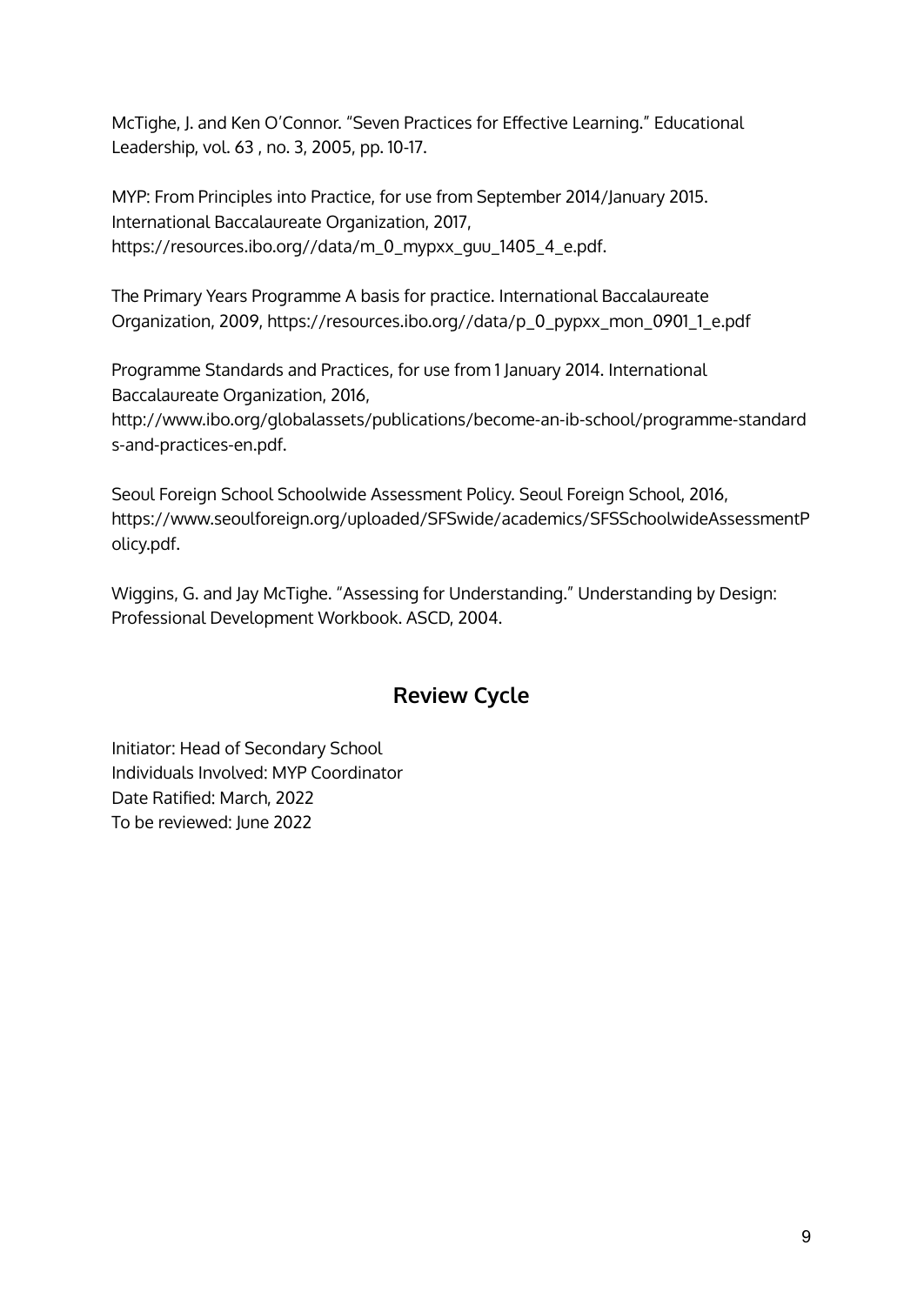McTighe, J. and Ken O'Connor. "Seven Practices for Effective Learning." Educational Leadership, vol. 63 , no. 3, 2005, pp. 10-17.

MYP: From Principles into Practice, for use from September 2014/January 2015. International Baccalaureate Organization, 2017, https://resources.ibo.org//data/m_0_mypxx_guu_1405_4_e.pdf.

The Primary Years Programme A basis for practice. International Baccalaureate Organization, 2009, https://resources.ibo.org//data/p_0_pypxx_mon_0901_1_e.pdf

Programme Standards and Practices, for use from 1 January 2014. International Baccalaureate Organization, 2016, http://www.ibo.org/globalassets/publications/become-an-ib-school/programme-standards-and-practices-en.pdf.

Seoul Foreign School Schoolwide Assessment Policy. Seoul Foreign School, 2016, https://www.seoulforeign.org/uploaded/SFSwide/academics/SFSSchoolwideAssessmentPolicy.pdf.

Wiggins, G. and Jay McTighe. "Assessing for Understanding." Understanding by Design: Professional Development Workbook. ASCD, 2004.

## Review Cycle

Initiator: Head of Secondary School
Individuals Involved: MYP Coordinator
Date Ratified: March, 2022
To be reviewed: June 2022